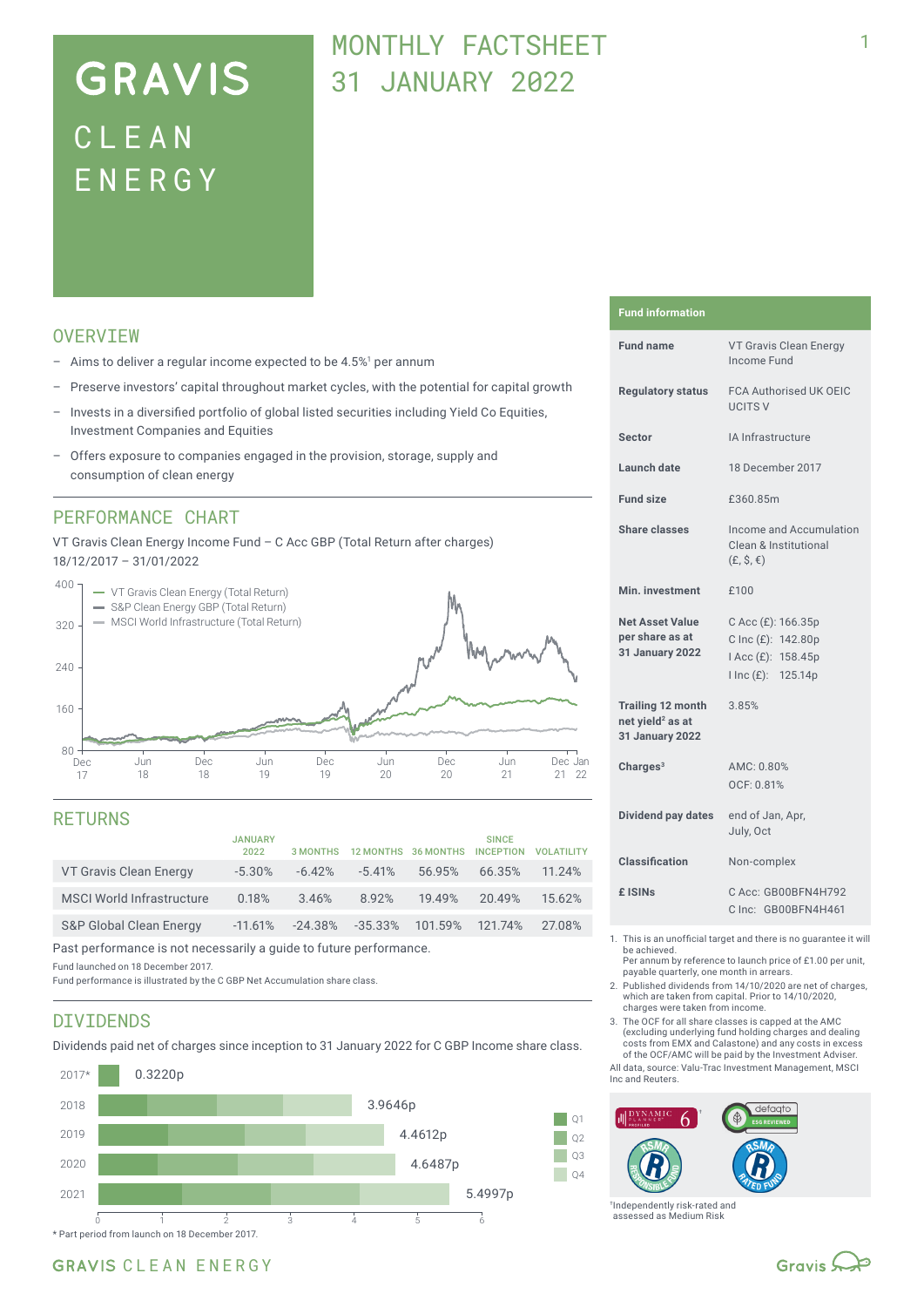# GRAVIS CLEAN ENERGY

## MONTHLY FACTSHEET 31 JANUARY 2022

## OVERVIEW

- Aims to deliver a regular income expected to be 4.5%[1] per annum
- Preserve investors' capital throughout market cycles, with the potential for capital growth
- Invests in a diversified portfolio of global listed securities including Yield Co Equities, Investment Companies and Equities
- Offers exposure to companies engaged in the provision, storage, supply and consumption of clean energy

## PERFORMANCE CHART

VT Gravis Clean Energy Income Fund – C Acc GBP (Total Return after charges)
18/12/2017 – 31/01/2022

- VT Gravis Clean Energy (Total Return)
- S&P Clean Energy GBP (Total Return)
- MSCI World Infrastructure (Total Return)

## RETURNS

| | JANUARY 2022 | 3 MONTHS | 12 MONTHS | 36 MONTHS | SINCE INCEPTION | VOLATILITY |
|---|---|---|---|---|---|---|
| VT Gravis Clean Energy | -5.30% | -6.42% | -5.41% | 56.95% | 66.35% | 11.24% |
| MSCI World Infrastructure | 0.18% | 3.46% | 8.92% | 19.49% | 20.49% | 15.62% |
| S&P Global Clean Energy | -11.61% | -24.38% | -35.33% | 101.59% | 121.74% | 27.08% |

Past performance is not necessarily a guide to future performance.

Fund launched on 18 December 2017.
Fund performance is illustrated by the C GBP Net Accumulation share class.

## DIVIDENDS

Dividends paid net of charges since inception to 31 January 2022 for C GBP Income share class.

| Year | Total |
|---|---|
| 2017* | 0.3220p |
| 2018 | 3.9646p |
| 2019 | 4.4612p |
| 2020 | 4.6487p |
| 2021 | 5.4997p |

\* Part period from launch on 18 December 2017.

## Fund information

| | |
|---|---|
| **Fund name** | VT Gravis Clean Energy Income Fund |
| **Regulatory status** | FCA Authorised UK OEIC UCITS V |
| **Sector** | IA Infrastructure |
| **Launch date** | 18 December 2017 |
| **Fund size** | £360.85m |
| **Share classes** | Income and Accumulation Clean & Institutional (£, $, €) |
| **Min. investment** | £100 |
| **Net Asset Value per share as at 31 January 2022** | C Acc (£): 166.35p<br>C Inc (£): 142.80p<br>I Acc (£): 158.45p<br>I Inc (£): 125.14p |
| **Trailing 12 month net yield[2] as at 31 January 2022** | 3.85% |
| **Charges[3]** | AMC: 0.80%<br>OCF: 0.81% |
| **Dividend pay dates** | end of Jan, Apr, July, Oct |
| **Classification** | Non-complex |
| **£ ISINs** | C Acc: GB00BFN4H792<br>C Inc: GB00BFN4H461 |

1. This is an unofficial target and there is no guarantee it will be achieved. Per annum by reference to launch price of £1.00 per unit, payable quarterly, one month in arrears.
2. Published dividends from 14/10/2020 are net of charges, which are taken from capital. Prior to 14/10/2020, charges were taken from income.
3. The OCF for all share classes is capped at the AMC (excluding underlying fund holding charges and dealing costs from EMX and Calastone) and any costs in excess of the OCF/AMC will be paid by the Investment Adviser.

All data, source: Valu-Trac Investment Management, MSCI Inc and Reuters.

[†]Independently risk-rated and assessed as Medium Risk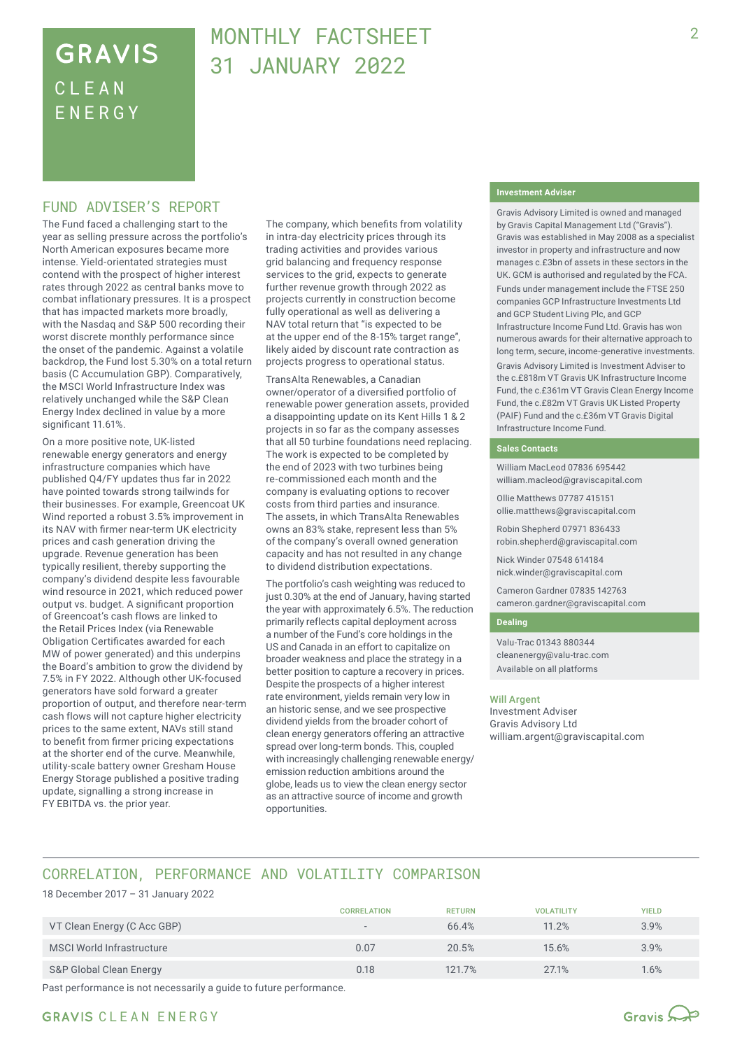# GRAVIS CLEAN ENERGY

# MONTHLY FACTSHEET 31 JANUARY 2022

## FUND ADVISER'S REPORT

The Fund faced a challenging start to the year as selling pressure across the portfolio's North American exposures became more intense. Yield-orientated strategies must contend with the prospect of higher interest rates through 2022 as central banks move to combat inflationary pressures. It is a prospect that has impacted markets more broadly, with the Nasdaq and S&P 500 recording their worst discrete monthly performance since the onset of the pandemic. Against a volatile backdrop, the Fund lost 5.30% on a total return basis (C Accumulation GBP). Comparatively, the MSCI World Infrastructure Index was relatively unchanged while the S&P Clean Energy Index declined in value by a more significant 11.61%.

On a more positive note, UK-listed renewable energy generators and energy infrastructure companies which have published Q4/FY updates thus far in 2022 have pointed towards strong tailwinds for their businesses. For example, Greencoat UK Wind reported a robust 3.5% improvement in its NAV with firmer near-term UK electricity prices and cash generation driving the upgrade. Revenue generation has been typically resilient, thereby supporting the company's dividend despite less favourable wind resource in 2021, which reduced power output vs. budget. A significant proportion of Greencoat's cash flows are linked to the Retail Prices Index (via Renewable Obligation Certificates awarded for each MW of power generated) and this underpins the Board's ambition to grow the dividend by 7.5% in FY 2022. Although other UK-focused generators have sold forward a greater proportion of output, and therefore near-term cash flows will not capture higher electricity prices to the same extent, NAVs still stand to benefit from firmer pricing expectations at the shorter end of the curve. Meanwhile, utility-scale battery owner Gresham House Energy Storage published a positive trading update, signalling a strong increase in FY EBITDA vs. the prior year.

The company, which benefits from volatility in intra-day electricity prices through its trading activities and provides various grid balancing and frequency response services to the grid, expects to generate further revenue growth through 2022 as projects currently in construction become fully operational as well as delivering a NAV total return that "is expected to be at the upper end of the 8-15% target range", likely aided by discount rate contraction as projects progress to operational status.

TransAlta Renewables, a Canadian owner/operator of a diversified portfolio of renewable power generation assets, provided a disappointing update on its Kent Hills 1 & 2 projects in so far as the company assesses that all 50 turbine foundations need replacing. The work is expected to be completed by the end of 2023 with two turbines being re-commissioned each month and the company is evaluating options to recover costs from third parties and insurance. The assets, in which TransAlta Renewables owns an 83% stake, represent less than 5% of the company's overall owned generation capacity and has not resulted in any change to dividend distribution expectations.

The portfolio's cash weighting was reduced to just 0.30% at the end of January, having started the year with approximately 6.5%. The reduction primarily reflects capital deployment across a number of the Fund's core holdings in the US and Canada in an effort to capitalize on broader weakness and place the strategy in a better position to capture a recovery in prices. Despite the prospects of a higher interest rate environment, yields remain very low in an historic sense, and we see prospective dividend yields from the broader cohort of clean energy generators offering an attractive spread over long-term bonds. This, coupled with increasingly challenging renewable energy/emission reduction ambitions around the globe, leads us to view the clean energy sector as an attractive source of income and growth opportunities.

### Investment Adviser

Gravis Advisory Limited is owned and managed by Gravis Capital Management Ltd ("Gravis"). Gravis was established in May 2008 as a specialist investor in property and infrastructure and now manages c.£3bn of assets in these sectors in the UK. GCM is authorised and regulated by the FCA.

Funds under management include the FTSE 250 companies GCP Infrastructure Investments Ltd and GCP Student Living Plc, and GCP Infrastructure Income Fund Ltd. Gravis has won numerous awards for their alternative approach to long term, secure, income-generative investments.

Gravis Advisory Limited is Investment Adviser to the c.£818m VT Gravis UK Infrastructure Income Fund, the c.£361m VT Gravis Clean Energy Income Fund, the c.£82m VT Gravis UK Listed Property (PAIF) Fund and the c.£36m VT Gravis Digital Infrastructure Income Fund.

### Sales Contacts

William MacLeod 07836 695442
william.macleod@graviscapital.com

Ollie Matthews 07787 415151
ollie.matthews@graviscapital.com

Robin Shepherd 07971 836433
robin.shepherd@graviscapital.com

Nick Winder 07548 614184
nick.winder@graviscapital.com

Cameron Gardner 07835 142763
cameron.gardner@graviscapital.com

### Dealing

Valu-Trac 01343 880344
cleanenergy@valu-trac.com
Available on all platforms

**Will Argent**
Investment Adviser
Gravis Advisory Ltd
william.argent@graviscapital.com

## CORRELATION, PERFORMANCE AND VOLATILITY COMPARISON

18 December 2017 – 31 January 2022

| | CORRELATION | RETURN | VOLATILITY | YIELD |
|---|---|---|---|---|
| VT Clean Energy (C Acc GBP) | - | 66.4% | 11.2% | 3.9% |
| MSCI World Infrastructure | 0.07 | 20.5% | 15.6% | 3.9% |
| S&P Global Clean Energy | 0.18 | 121.7% | 27.1% | 1.6% |

Past performance is not necessarily a guide to future performance.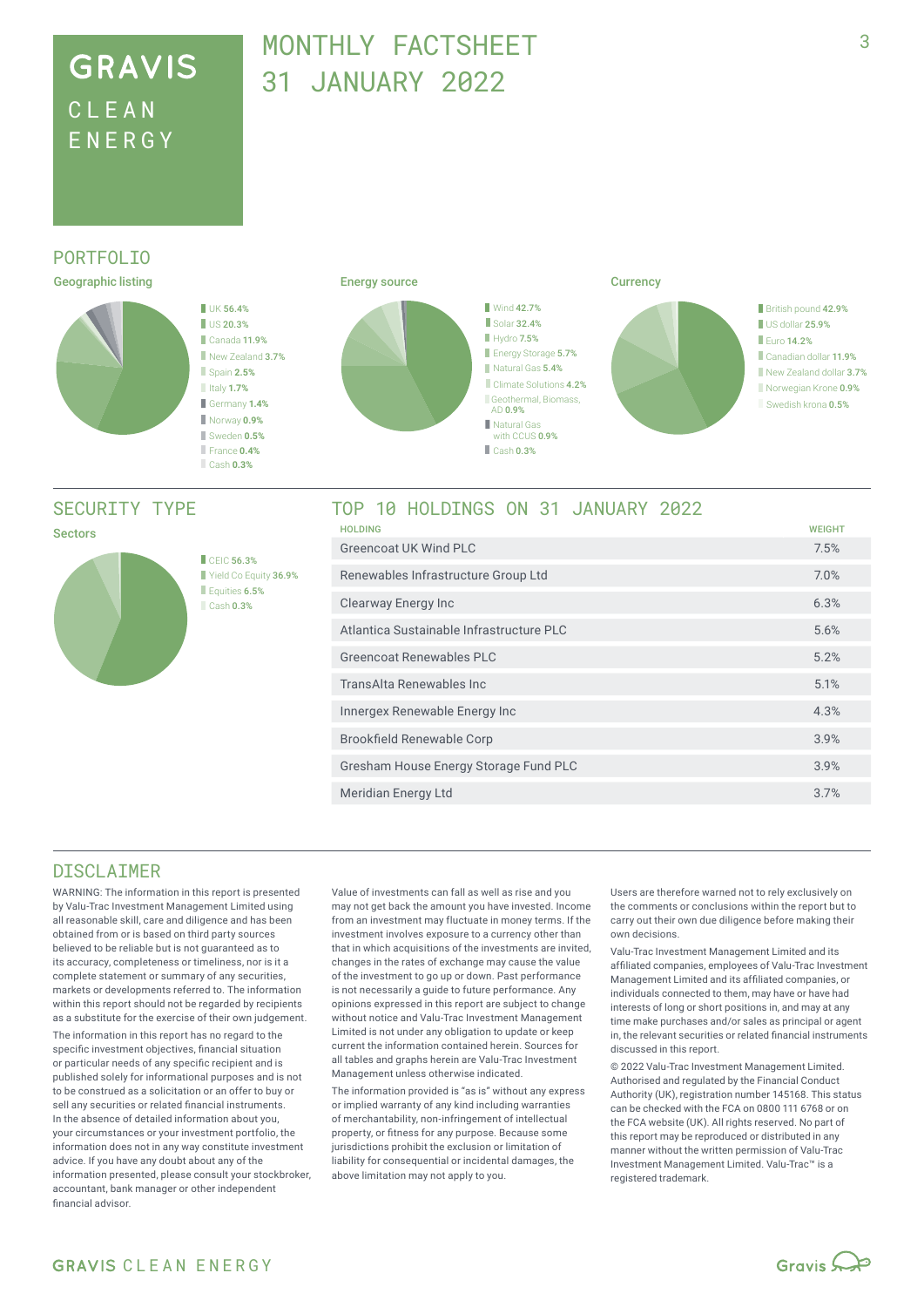# GRAVIS CLEAN ENERGY

## MONTHLY FACTSHEET 31 JANUARY 2022

## PORTFOLIO

### Geographic listing

UK 56.4%
US 20.3%
Canada 11.9%
New Zealand 3.7%
Spain 2.5%
Italy 1.7%
Germany 1.4%
Norway 0.9%
Sweden 0.5%
France 0.4%
Cash 0.3%

### Energy source

Wind 42.7%
Solar 32.4%
Hydro 7.5%
Energy Storage 5.7%
Natural Gas 5.4%
Climate Solutions 4.2%
Geothermal, Biomass, AD 0.9%
Natural Gas with CCUS 0.9%
Cash 0.3%

### Currency

British pound 42.9%
US dollar 25.9%
Euro 14.2%
Canadian dollar 11.9%
New Zealand dollar 3.7%
Norwegian Krone 0.9%
Swedish krona 0.5%

## SECURITY TYPE

### Sectors

CEIC 56.3%
Yield Co Equity 36.9%
Equities 6.5%
Cash 0.3%

## TOP 10 HOLDINGS ON 31 JANUARY 2022

| HOLDING | WEIGHT |
|---|---|
| Greencoat UK Wind PLC | 7.5% |
| Renewables Infrastructure Group Ltd | 7.0% |
| Clearway Energy Inc | 6.3% |
| Atlantica Sustainable Infrastructure PLC | 5.6% |
| Greencoat Renewables PLC | 5.2% |
| TransAlta Renewables Inc | 5.1% |
| Innergex Renewable Energy Inc | 4.3% |
| Brookfield Renewable Corp | 3.9% |
| Gresham House Energy Storage Fund PLC | 3.9% |
| Meridian Energy Ltd | 3.7% |

## DISCLAIMER

WARNING: The information in this report is presented by Valu-Trac Investment Management Limited using all reasonable skill, care and diligence and has been obtained from or is based on third party sources believed to be reliable but is not guaranteed as to its accuracy, completeness or timeliness, nor is it a complete statement or summary of any securities, markets or developments referred to. The information within this report should not be regarded by recipients as a substitute for the exercise of their own judgement.

The information in this report has no regard to the specific investment objectives, financial situation or particular needs of any specific recipient and is published solely for informational purposes and is not to be construed as a solicitation or an offer to buy or sell any securities or related financial instruments. In the absence of detailed information about you, your circumstances or your investment portfolio, the information does not in any way constitute investment advice. If you have any doubt about any of the information presented, please consult your stockbroker, accountant, bank manager or other independent financial advisor.

Value of investments can fall as well as rise and you may not get back the amount you have invested. Income from an investment may fluctuate in money terms. If the investment involves exposure to a currency other than that in which acquisitions of the investments are invited, changes in the rates of exchange may cause the value of the investment to go up or down. Past performance is not necessarily a guide to future performance. Any opinions expressed in this report are subject to change without notice and Valu-Trac Investment Management Limited is not under any obligation to update or keep current the information contained herein. Sources for all tables and graphs herein are Valu-Trac Investment Management unless otherwise indicated.

The information provided is “as is” without any express or implied warranty of any kind including warranties of merchantability, non-infringement of intellectual property, or fitness for any purpose. Because some jurisdictions prohibit the exclusion or limitation of liability for consequential or incidental damages, the above limitation may not apply to you.

Users are therefore warned not to rely exclusively on the comments or conclusions within the report but to carry out their own due diligence before making their own decisions.

Valu-Trac Investment Management Limited and its affiliated companies, employees of Valu-Trac Investment Management Limited and its affiliated companies, or individuals connected to them, may have or have had interests of long or short positions in, and may at any time make purchases and/or sales as principal or agent in, the relevant securities or related financial instruments discussed in this report.

© 2022 Valu-Trac Investment Management Limited. Authorised and regulated by the Financial Conduct Authority (UK), registration number 145168. This status can be checked with the FCA on 0800 111 6768 or on the FCA website (UK). All rights reserved. No part of this report may be reproduced or distributed in any manner without the written permission of Valu-Trac Investment Management Limited. Valu-Trac™ is a registered trademark.